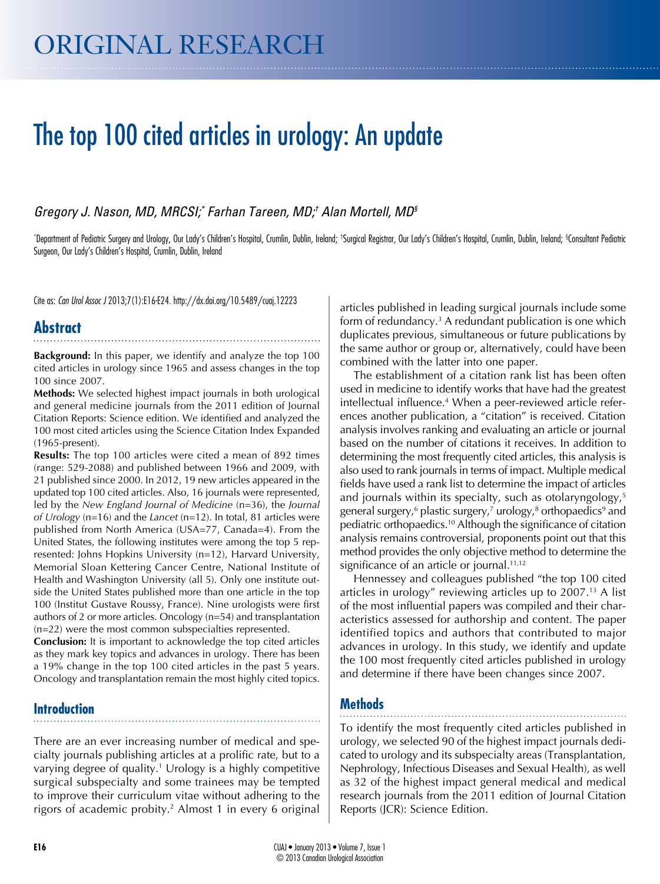# ORIGINAL RESEARCH

# The top 100 cited articles in urology: An update

*Gregory J. Nason, MD, MRCSI;[*] Farhan Tareen, MD;[†] Alan Mortell, MD[§]*

[*]Department of Pediatric Surgery and Urology, Our Lady's Children's Hospital, Crumlin, Dublin, Ireland; [†]Surgical Registrar, Our Lady's Children's Hospital, Crumlin, Dublin, Ireland; [§]Consultant Pediatric Surgeon, Our Lady's Children's Hospital, Crumlin, Dublin, Ireland

Cite as: *Can Urol Assoc J* 2013;7(1):E16-E24. http://dx.doi.org/10.5489/cuaj.12223

## Abstract

**Background:** In this paper, we identify and analyze the top 100 cited articles in urology since 1965 and assess changes in the top 100 since 2007.

**Methods:** We selected highest impact journals in both urological and general medicine journals from the 2011 edition of Journal Citation Reports: Science edition. We identified and analyzed the 100 most cited articles using the Science Citation Index Expanded (1965-present).

**Results:** The top 100 articles were cited a mean of 892 times (range: 529-2088) and published between 1966 and 2009, with 21 published since 2000. In 2012, 19 new articles appeared in the updated top 100 cited articles. Also, 16 journals were represented, led by the *New England Journal of Medicine* (n=36), the *Journal of Urology* (n=16) and the *Lancet* (n=12). In total, 81 articles were published from North America (USA=77, Canada=4). From the United States, the following institutes were among the top 5 represented: Johns Hopkins University (n=12), Harvard University, Memorial Sloan Kettering Cancer Centre, National Institute of Health and Washington University (all 5). Only one institute outside the United States published more than one article in the top 100 (Institut Gustave Roussy, France). Nine urologists were first authors of 2 or more articles. Oncology (n=54) and transplantation (n=22) were the most common subspecialties represented.

**Conclusion:** It is important to acknowledge the top cited articles as they mark key topics and advances in urology. There has been a 19% change in the top 100 cited articles in the past 5 years. Oncology and transplantation remain the most highly cited topics.

## Introduction

There are an ever increasing number of medical and specialty journals publishing articles at a prolific rate, but to a varying degree of quality.[1] Urology is a highly competitive surgical subspecialty and some trainees may be tempted to improve their curriculum vitae without adhering to the rigors of academic probity.[2] Almost 1 in every 6 original articles published in leading surgical journals include some form of redundancy.[3] A redundant publication is one which duplicates previous, simultaneous or future publications by the same author or group or, alternatively, could have been combined with the latter into one paper.

The establishment of a citation rank list has been often used in medicine to identify works that have had the greatest intellectual influence.[4] When a peer-reviewed article references another publication, a "citation" is received. Citation analysis involves ranking and evaluating an article or journal based on the number of citations it receives. In addition to determining the most frequently cited articles, this analysis is also used to rank journals in terms of impact. Multiple medical fields have used a rank list to determine the impact of articles and journals within its specialty, such as otolaryngology,[5] general surgery,[6] plastic surgery,[7] urology,[8] orthopaedics[9] and pediatric orthopaedics.[10] Although the significance of citation analysis remains controversial, proponents point out that this method provides the only objective method to determine the significance of an article or journal.[11,12]

Hennessey and colleagues published "the top 100 cited articles in urology" reviewing articles up to 2007.[13] A list of the most influential papers was compiled and their characteristics assessed for authorship and content. The paper identified topics and authors that contributed to major advances in urology. In this study, we identify and update the 100 most frequently cited articles published in urology and determine if there have been changes since 2007.

## Methods

To identify the most frequently cited articles published in urology, we selected 90 of the highest impact journals dedicated to urology and its subspecialty areas (Transplantation, Nephrology, Infectious Diseases and Sexual Health), as well as 32 of the highest impact general medical and medical research journals from the 2011 edition of Journal Citation Reports (JCR): Science Edition.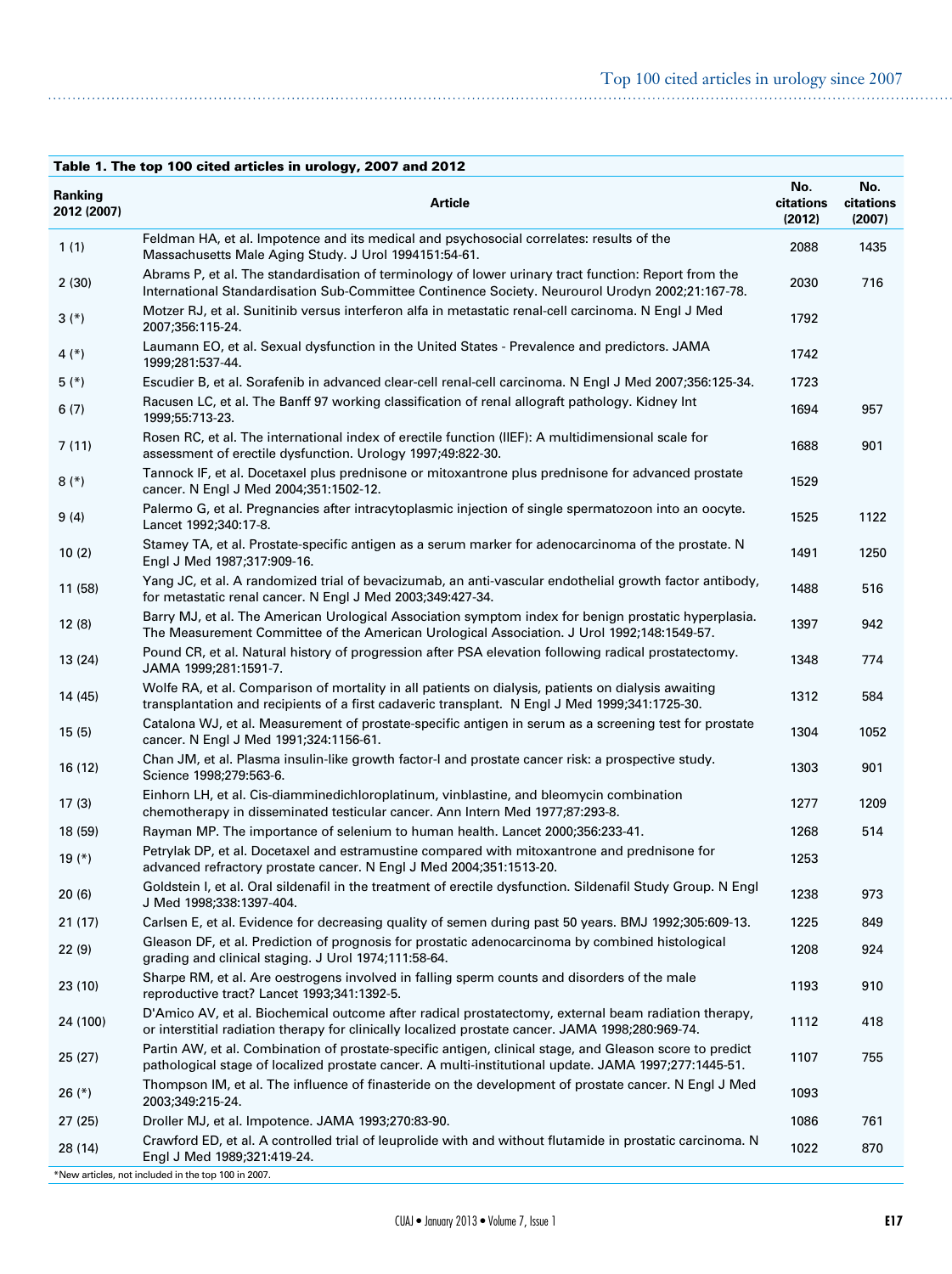**Table 1. The top 100 cited articles in urology, 2007 and 2012**

| Ranking 2012 (2007) | Article | No. citations (2012) | No. citations (2007) |
|---|---|---|---|
| 1 (1) | Feldman HA, et al. Impotence and its medical and psychosocial correlates: results of the Massachusetts Male Aging Study. J Urol 1994151:54-61. | 2088 | 1435 |
| 2 (30) | Abrams P, et al. The standardisation of terminology of lower urinary tract function: Report from the International Standardisation Sub-Committee Continence Society. Neurourol Urodyn 2002;21:167-78. | 2030 | 716 |
| 3 (*) | Motzer RJ, et al. Sunitinib versus interferon alfa in metastatic renal-cell carcinoma. N Engl J Med 2007;356:115-24. | 1792 | |
| 4 (*) | Laumann EO, et al. Sexual dysfunction in the United States - Prevalence and predictors. JAMA 1999;281:537-44. | 1742 | |
| 5 (*) | Escudier B, et al. Sorafenib in advanced clear-cell renal-cell carcinoma. N Engl J Med 2007;356:125-34. | 1723 | |
| 6 (7) | Racusen LC, et al. The Banff 97 working classification of renal allograft pathology. Kidney Int 1999;55:713-23. | 1694 | 957 |
| 7 (11) | Rosen RC, et al. The international index of erectile function (IIEF): A multidimensional scale for assessment of erectile dysfunction. Urology 1997;49:822-30. | 1688 | 901 |
| 8 (*) | Tannock IF, et al. Docetaxel plus prednisone or mitoxantrone plus prednisone for advanced prostate cancer. N Engl J Med 2004;351:1502-12. | 1529 | |
| 9 (4) | Palermo G, et al. Pregnancies after intracytoplasmic injection of single spermatozoon into an oocyte. Lancet 1992;340:17-8. | 1525 | 1122 |
| 10 (2) | Stamey TA, et al. Prostate-specific antigen as a serum marker for adenocarcinoma of the prostate. N Engl J Med 1987;317:909-16. | 1491 | 1250 |
| 11 (58) | Yang JC, et al. A randomized trial of bevacizumab, an anti-vascular endothelial growth factor antibody, for metastatic renal cancer. N Engl J Med 2003;349:427-34. | 1488 | 516 |
| 12 (8) | Barry MJ, et al. The American Urological Association symptom index for benign prostatic hyperplasia. The Measurement Committee of the American Urological Association. J Urol 1992;148:1549-57. | 1397 | 942 |
| 13 (24) | Pound CR, et al. Natural history of progression after PSA elevation following radical prostatectomy. JAMA 1999;281:1591-7. | 1348 | 774 |
| 14 (45) | Wolfe RA, et al. Comparison of mortality in all patients on dialysis, patients on dialysis awaiting transplantation and recipients of a first cadaveric transplant. N Engl J Med 1999;341:1725-30. | 1312 | 584 |
| 15 (5) | Catalona WJ, et al. Measurement of prostate-specific antigen in serum as a screening test for prostate cancer. N Engl J Med 1991;324:1156-61. | 1304 | 1052 |
| 16 (12) | Chan JM, et al. Plasma insulin-like growth factor-I and prostate cancer risk: a prospective study. Science 1998;279:563-6. | 1303 | 901 |
| 17 (3) | Einhorn LH, et al. Cis-diamminedichloroplatinum, vinblastine, and bleomycin combination chemotherapy in disseminated testicular cancer. Ann Intern Med 1977;87:293-8. | 1277 | 1209 |
| 18 (59) | Rayman MP. The importance of selenium to human health. Lancet 2000;356:233-41. | 1268 | 514 |
| 19 (*) | Petrylak DP, et al. Docetaxel and estramustine compared with mitoxantrone and prednisone for advanced refractory prostate cancer. N Engl J Med 2004;351:1513-20. | 1253 | |
| 20 (6) | Goldstein I, et al. Oral sildenafil in the treatment of erectile dysfunction. Sildenafil Study Group. N Engl J Med 1998;338:1397-404. | 1238 | 973 |
| 21 (17) | Carlsen E, et al. Evidence for decreasing quality of semen during past 50 years. BMJ 1992;305:609-13. | 1225 | 849 |
| 22 (9) | Gleason DF, et al. Prediction of prognosis for prostatic adenocarcinoma by combined histological grading and clinical staging. J Urol 1974;111:58-64. | 1208 | 924 |
| 23 (10) | Sharpe RM, et al. Are oestrogens involved in falling sperm counts and disorders of the male reproductive tract? Lancet 1993;341:1392-5. | 1193 | 910 |
| 24 (100) | D'Amico AV, et al. Biochemical outcome after radical prostatectomy, external beam radiation therapy, or interstitial radiation therapy for clinically localized prostate cancer. JAMA 1998;280:969-74. | 1112 | 418 |
| 25 (27) | Partin AW, et al. Combination of prostate-specific antigen, clinical stage, and Gleason score to predict pathological stage of localized prostate cancer. A multi-institutional update. JAMA 1997;277:1445-51. | 1107 | 755 |
| 26 (*) | Thompson IM, et al. The influence of finasteride on the development of prostate cancer. N Engl J Med 2003;349:215-24. | 1093 | |
| 27 (25) | Droller MJ, et al. Impotence. JAMA 1993;270:83-90. | 1086 | 761 |
| 28 (14) | Crawford ED, et al. A controlled trial of leuprolide with and without flutamide in prostatic carcinoma. N Engl J Med 1989;321:419-24. | 1022 | 870 |

*New articles, not included in the top 100 in 2007.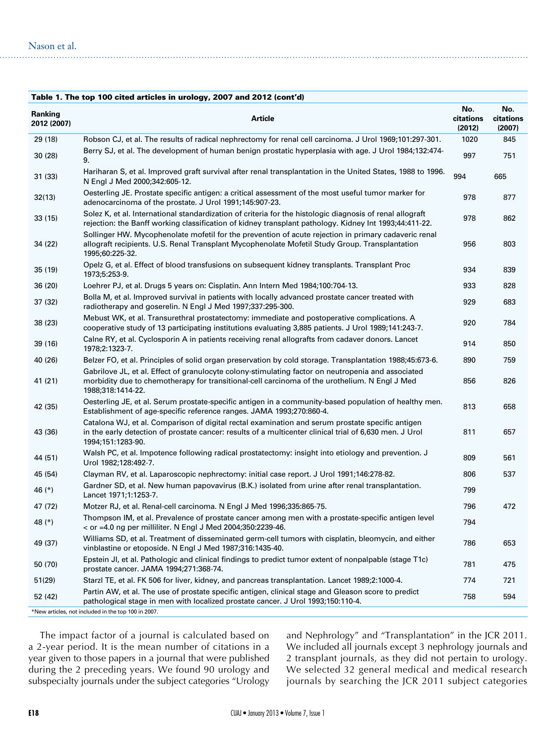**Table 1. The top 100 cited articles in urology, 2007 and 2012 (cont'd)**

| Ranking 2012 (2007) | Article | No. citations (2012) | No. citations (2007) |
|---|---|---|---|
| 29 (18) | Robson CJ, et al. The results of radical nephrectomy for renal cell carcinoma. J Urol 1969;101:297-301. | 1020 | 845 |
| 30 (28) | Berry SJ, et al. The development of human benign prostatic hyperplasia with age. J Urol 1984;132:474-9. | 997 | 751 |
| 31 (33) | Hariharan S, et al. Improved graft survival after renal transplantation in the United States, 1988 to 1996. N Engl J Med 2000;342:605-12. | 994 | 665 |
| 32(13) | Oesterling JE. Prostate specific antigen: a critical assessment of the most useful tumor marker for adenocarcinoma of the prostate. J Urol 1991;145:907-23. | 978 | 877 |
| 33 (15) | Solez K, et al. International standardization of criteria for the histologic diagnosis of renal allograft rejection: the Banff working classification of kidney transplant pathology. Kidney Int 1993;44:411-22. | 978 | 862 |
| 34 (22) | Sollinger HW. Mycophenolate mofetil for the prevention of acute rejection in primary cadaveric renal allograft recipients. U.S. Renal Transplant Mycophenolate Mofetil Study Group. Transplantation 1995;60:225-32. | 956 | 803 |
| 35 (19) | Opelz G, et al. Effect of blood transfusions on subsequent kidney transplants. Transplant Proc 1973;5:253-9. | 934 | 839 |
| 36 (20) | Loehrer PJ, et al. Drugs 5 years on: Cisplatin. Ann Intern Med 1984;100:704-13. | 933 | 828 |
| 37 (32) | Bolla M, et al. Improved survival in patients with locally advanced prostate cancer treated with radiotherapy and goserelin. N Engl J Med 1997;337:295-300. | 929 | 683 |
| 38 (23) | Mebust WK, et al. Transurethral prostatectomy: immediate and postoperative complications. A cooperative study of 13 participating institutions evaluating 3,885 patients. J Urol 1989;141:243-7. | 920 | 784 |
| 39 (16) | Calne RY, et al. Cyclosporin A in patients receiving renal allografts from cadaver donors. Lancet 1978;2:1323-7. | 914 | 850 |
| 40 (26) | Belzer FO, et al. Principles of solid organ preservation by cold storage. Transplantation 1988;45:673-6. | 890 | 759 |
| 41 (21) | Gabrilove JL, et al. Effect of granulocyte colony-stimulating factor on neutropenia and associated morbidity due to chemotherapy for transitional-cell carcinoma of the urothelium. N Engl J Med 1988;318:1414-22. | 856 | 826 |
| 42 (35) | Oesterling JE, et al. Serum prostate-specific antigen in a community-based population of healthy men. Establishment of age-specific reference ranges. JAMA 1993;270:860-4. | 813 | 658 |
| 43 (36) | Catalona WJ, et al. Comparison of digital rectal examination and serum prostate specific antigen in the early detection of prostate cancer: results of a multicenter clinical trial of 6,630 men. J Urol 1994;151:1283-90. | 811 | 657 |
| 44 (51) | Walsh PC, et al. Impotence following radical prostatectomy: insight into etiology and prevention. J Urol 1982;128:492-7. | 809 | 561 |
| 45 (54) | Clayman RV, et al. Laparoscopic nephrectomy: initial case report. J Urol 1991;146:278-82. | 806 | 537 |
| 46 (*) | Gardner SD, et al. New human papovavirus (B.K.) isolated from urine after renal transplantation. Lancet 1971;1:1253-7. | 799 | |
| 47 (72) | Motzer RJ, et al. Renal-cell carcinoma. N Engl J Med 1996;335:865-75. | 796 | 472 |
| 48 (*) | Thompson IM, et al. Prevalence of prostate cancer among men with a prostate-specific antigen level < or =4.0 ng per milliliter. N Engl J Med 2004;350:2239-46. | 794 | |
| 49 (37) | Williams SD, et al. Treatment of disseminated germ-cell tumors with cisplatin, bleomycin, and either vinblastine or etoposide. N Engl J Med 1987;316:1435-40. | 786 | 653 |
| 50 (70) | Epstein JI, et al. Pathologic and clinical findings to predict tumor extent of nonpalpable (stage T1c) prostate cancer. JAMA 1994;271:368-74. | 781 | 475 |
| 51(29) | Starzl TE, et al. FK 506 for liver, kidney, and pancreas transplantation. Lancet 1989;2:1000-4. | 774 | 721 |
| 52 (42) | Partin AW, et al. The use of prostate specific antigen, clinical stage and Gleason score to predict pathological stage in men with localized prostate cancer. J Urol 1993;150:110-4. | 758 | 594 |

*New articles, not included in the top 100 in 2007.

The impact factor of a journal is calculated based on a 2-year period. It is the mean number of citations in a year given to those papers in a journal that were published during the 2 preceding years. We found 90 urology and subspecialty journals under the subject categories "Urology and Nephrology" and "Transplantation" in the JCR 2011. We included all journals except 3 nephrology journals and 2 transplant journals, as they did not pertain to urology. We selected 32 general medical and medical research journals by searching the JCR 2011 subject categories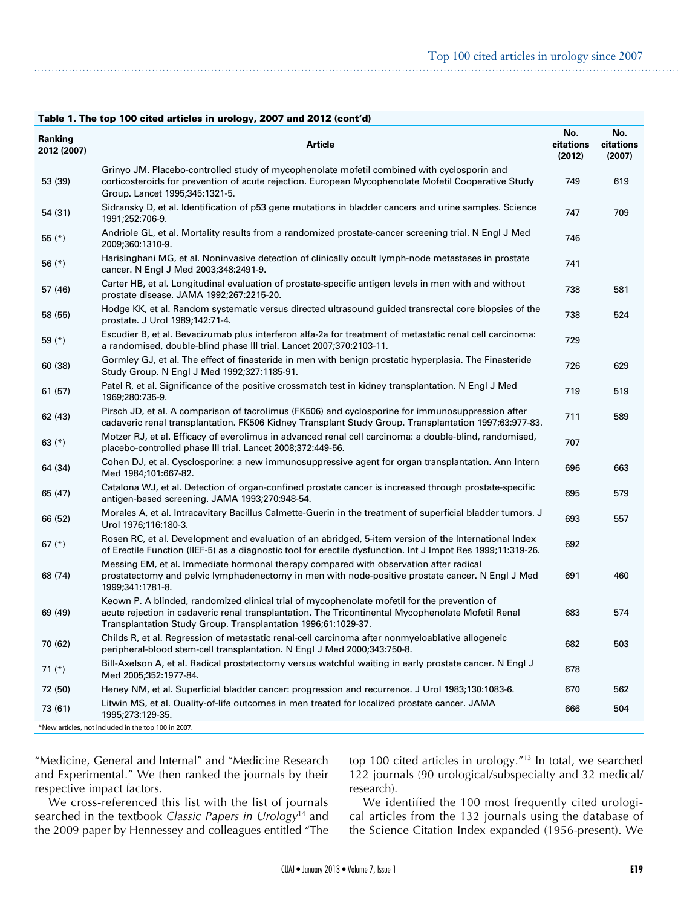**Table 1. The top 100 cited articles in urology, 2007 and 2012 (cont'd)**

| Ranking 2012 (2007) | Article | No. citations (2012) | No. citations (2007) |
|---|---|---|---|
| 53 (39) | Grinyo JM. Placebo-controlled study of mycophenolate mofetil combined with cyclosporin and corticosteroids for prevention of acute rejection. European Mycophenolate Mofetil Cooperative Study Group. Lancet 1995;345:1321-5. | 749 | 619 |
| 54 (31) | Sidransky D, et al. Identification of p53 gene mutations in bladder cancers and urine samples. Science 1991;252:706-9. | 747 | 709 |
| 55 (*) | Andriole GL, et al. Mortality results from a randomized prostate-cancer screening trial. N Engl J Med 2009;360:1310-9. | 746 | |
| 56 (*) | Harisinghani MG, et al. Noninvasive detection of clinically occult lymph-node metastases in prostate cancer. N Engl J Med 2003;348:2491-9. | 741 | |
| 57 (46) | Carter HB, et al. Longitudinal evaluation of prostate-specific antigen levels in men with and without prostate disease. JAMA 1992;267:2215-20. | 738 | 581 |
| 58 (55) | Hodge KK, et al. Random systematic versus directed ultrasound guided transrectal core biopsies of the prostate. J Urol 1989;142:71-4. | 738 | 524 |
| 59 (*) | Escudier B, et al. Bevacizumab plus interferon alfa-2a for treatment of metastatic renal cell carcinoma: a randomised, double-blind phase III trial. Lancet 2007;370:2103-11. | 729 | |
| 60 (38) | Gormley GJ, et al. The effect of finasteride in men with benign prostatic hyperplasia. The Finasteride Study Group. N Engl J Med 1992;327:1185-91. | 726 | 629 |
| 61 (57) | Patel R, et al. Significance of the positive crossmatch test in kidney transplantation. N Engl J Med 1969;280:735-9. | 719 | 519 |
| 62 (43) | Pirsch JD, et al. A comparison of tacrolimus (FK506) and cyclosporine for immunosuppression after cadaveric renal transplantation. FK506 Kidney Transplant Study Group. Transplantation 1997;63:977-83. | 711 | 589 |
| 63 (*) | Motzer RJ, et al. Efficacy of everolimus in advanced renal cell carcinoma: a double-blind, randomised, placebo-controlled phase III trial. Lancet 2008;372:449-56. | 707 | |
| 64 (34) | Cohen DJ, et al. Cysclosporine: a new immunosuppressive agent for organ transplantation. Ann Intern Med 1984;101:667-82. | 696 | 663 |
| 65 (47) | Catalona WJ, et al. Detection of organ-confined prostate cancer is increased through prostate-specific antigen-based screening. JAMA 1993;270:948-54. | 695 | 579 |
| 66 (52) | Morales A, et al. Intracavitary Bacillus Calmette-Guerin in the treatment of superficial bladder tumors. J Urol 1976;116:180-3. | 693 | 557 |
| 67 (*) | Rosen RC, et al. Development and evaluation of an abridged, 5-item version of the International Index of Erectile Function (IIEF-5) as a diagnostic tool for erectile dysfunction. Int J Impot Res 1999;11:319-26. | 692 | |
| 68 (74) | Messing EM, et al. Immediate hormonal therapy compared with observation after radical prostatectomy and pelvic lymphadenectomy in men with node-positive prostate cancer. N Engl J Med 1999;341:1781-8. | 691 | 460 |
| 69 (49) | Keown P. A blinded, randomized clinical trial of mycophenolate mofetil for the prevention of acute rejection in cadaveric renal transplantation. The Tricontinental Mycophenolate Mofetil Renal Transplantation Study Group. Transplantation 1996;61:1029-37. | 683 | 574 |
| 70 (62) | Childs R, et al. Regression of metastatic renal-cell carcinoma after nonmyeloablative allogeneic peripheral-blood stem-cell transplantation. N Engl J Med 2000;343:750-8. | 682 | 503 |
| 71 (*) | Bill-Axelson A, et al. Radical prostatectomy versus watchful waiting in early prostate cancer. N Engl J Med 2005;352:1977-84. | 678 | |
| 72 (50) | Heney NM, et al. Superficial bladder cancer: progression and recurrence. J Urol 1983;130:1083-6. | 670 | 562 |
| 73 (61) | Litwin MS, et al. Quality-of-life outcomes in men treated for localized prostate cancer. JAMA 1995;273:129-35. | 666 | 504 |

*New articles, not included in the top 100 in 2007.

"Medicine, General and Internal" and "Medicine Research and Experimental." We then ranked the journals by their respective impact factors.

We cross-referenced this list with the list of journals searched in the textbook *Classic Papers in Urology*[14] and the 2009 paper by Hennessey and colleagues entitled "The top 100 cited articles in urology."[13] In total, we searched 122 journals (90 urological/subspecialty and 32 medical/research).

We identified the 100 most frequently cited urological articles from the 132 journals using the database of the Science Citation Index expanded (1956-present). We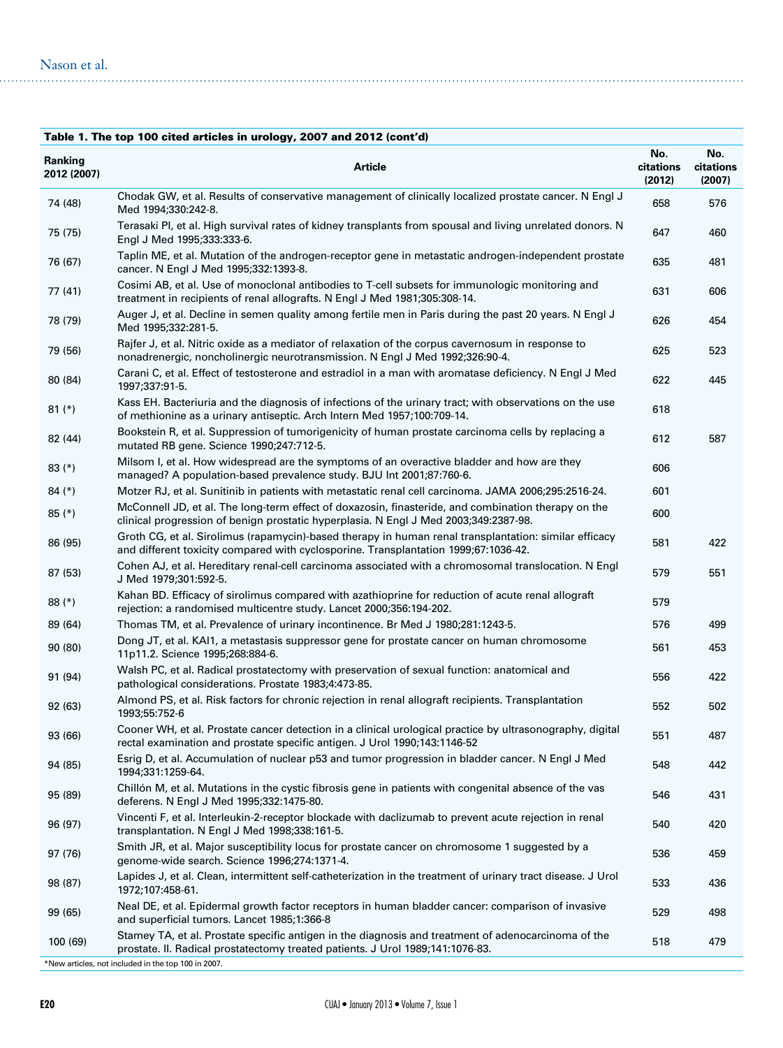**Table 1. The top 100 cited articles in urology, 2007 and 2012 (cont'd)**

| Ranking 2012 (2007) | Article | No. citations (2012) | No. citations (2007) |
|---|---|---|---|
| 74 (48) | Chodak GW, et al. Results of conservative management of clinically localized prostate cancer. N Engl J Med 1994;330:242-8. | 658 | 576 |
| 75 (75) | Terasaki PI, et al. High survival rates of kidney transplants from spousal and living unrelated donors. N Engl J Med 1995;333:333-6. | 647 | 460 |
| 76 (67) | Taplin ME, et al. Mutation of the androgen-receptor gene in metastatic androgen-independent prostate cancer. N Engl J Med 1995;332:1393-8. | 635 | 481 |
| 77 (41) | Cosimi AB, et al. Use of monoclonal antibodies to T-cell subsets for immunologic monitoring and treatment in recipients of renal allografts. N Engl J Med 1981;305:308-14. | 631 | 606 |
| 78 (79) | Auger J, et al. Decline in semen quality among fertile men in Paris during the past 20 years. N Engl J Med 1995;332:281-5. | 626 | 454 |
| 79 (56) | Rajfer J, et al. Nitric oxide as a mediator of relaxation of the corpus cavernosum in response to nonadrenergic, noncholinergic neurotransmission. N Engl J Med 1992;326:90-4. | 625 | 523 |
| 80 (84) | Carani C, et al. Effect of testosterone and estradiol in a man with aromatase deficiency. N Engl J Med 1997;337:91-5. | 622 | 445 |
| 81 (*) | Kass EH. Bacteriuria and the diagnosis of infections of the urinary tract; with observations on the use of methionine as a urinary antiseptic. Arch Intern Med 1957;100:709-14. | 618 | |
| 82 (44) | Bookstein R, et al. Suppression of tumorigenicity of human prostate carcinoma cells by replacing a mutated RB gene. Science 1990;247:712-5. | 612 | 587 |
| 83 (*) | Milsom I, et al. How widespread are the symptoms of an overactive bladder and how are they managed? A population-based prevalence study. BJU Int 2001;87:760-6. | 606 | |
| 84 (*) | Motzer RJ, et al. Sunitinib in patients with metastatic renal cell carcinoma. JAMA 2006;295:2516-24. | 601 | |
| 85 (*) | McConnell JD, et al. The long-term effect of doxazosin, finasteride, and combination therapy on the clinical progression of benign prostatic hyperplasia. N Engl J Med 2003;349:2387-98. | 600 | |
| 86 (95) | Groth CG, et al. Sirolimus (rapamycin)-based therapy in human renal transplantation: similar efficacy and different toxicity compared with cyclosporine. Transplantation 1999;67:1036-42. | 581 | 422 |
| 87 (53) | Cohen AJ, et al. Hereditary renal-cell carcinoma associated with a chromosomal translocation. N Engl J Med 1979;301:592-5. | 579 | 551 |
| 88 (*) | Kahan BD. Efficacy of sirolimus compared with azathioprine for reduction of acute renal allograft rejection: a randomised multicentre study. Lancet 2000;356:194-202. | 579 | |
| 89 (64) | Thomas TM, et al. Prevalence of urinary incontinence. Br Med J 1980;281:1243-5. | 576 | 499 |
| 90 (80) | Dong JT, et al. KAI1, a metastasis suppressor gene for prostate cancer on human chromosome 11p11.2. Science 1995;268:884-6. | 561 | 453 |
| 91 (94) | Walsh PC, et al. Radical prostatectomy with preservation of sexual function: anatomical and pathological considerations. Prostate 1983;4:473-85. | 556 | 422 |
| 92 (63) | Almond PS, et al. Risk factors for chronic rejection in renal allograft recipients. Transplantation 1993;55:752-6 | 552 | 502 |
| 93 (66) | Cooner WH, et al. Prostate cancer detection in a clinical urological practice by ultrasonography, digital rectal examination and prostate specific antigen. J Urol 1990;143:1146-52 | 551 | 487 |
| 94 (85) | Esrig D, et al. Accumulation of nuclear p53 and tumor progression in bladder cancer. N Engl J Med 1994;331:1259-64. | 548 | 442 |
| 95 (89) | Chillón M, et al. Mutations in the cystic fibrosis gene in patients with congenital absence of the vas deferens. N Engl J Med 1995;332:1475-80. | 546 | 431 |
| 96 (97) | Vincenti F, et al. Interleukin-2-receptor blockade with daclizumab to prevent acute rejection in renal transplantation. N Engl J Med 1998;338:161-5. | 540 | 420 |
| 97 (76) | Smith JR, et al. Major susceptibility locus for prostate cancer on chromosome 1 suggested by a genome-wide search. Science 1996;274:1371-4. | 536 | 459 |
| 98 (87) | Lapides J, et al. Clean, intermittent self-catheterization in the treatment of urinary tract disease. J Urol 1972;107:458-61. | 533 | 436 |
| 99 (65) | Neal DE, et al. Epidermal growth factor receptors in human bladder cancer: comparison of invasive and superficial tumors. Lancet 1985;1:366-8 | 529 | 498 |
| 100 (69) | Stamey TA, et al. Prostate specific antigen in the diagnosis and treatment of adenocarcinoma of the prostate. II. Radical prostatectomy treated patients. J Urol 1989;141:1076-83. | 518 | 479 |

*New articles, not included in the top 100 in 2007.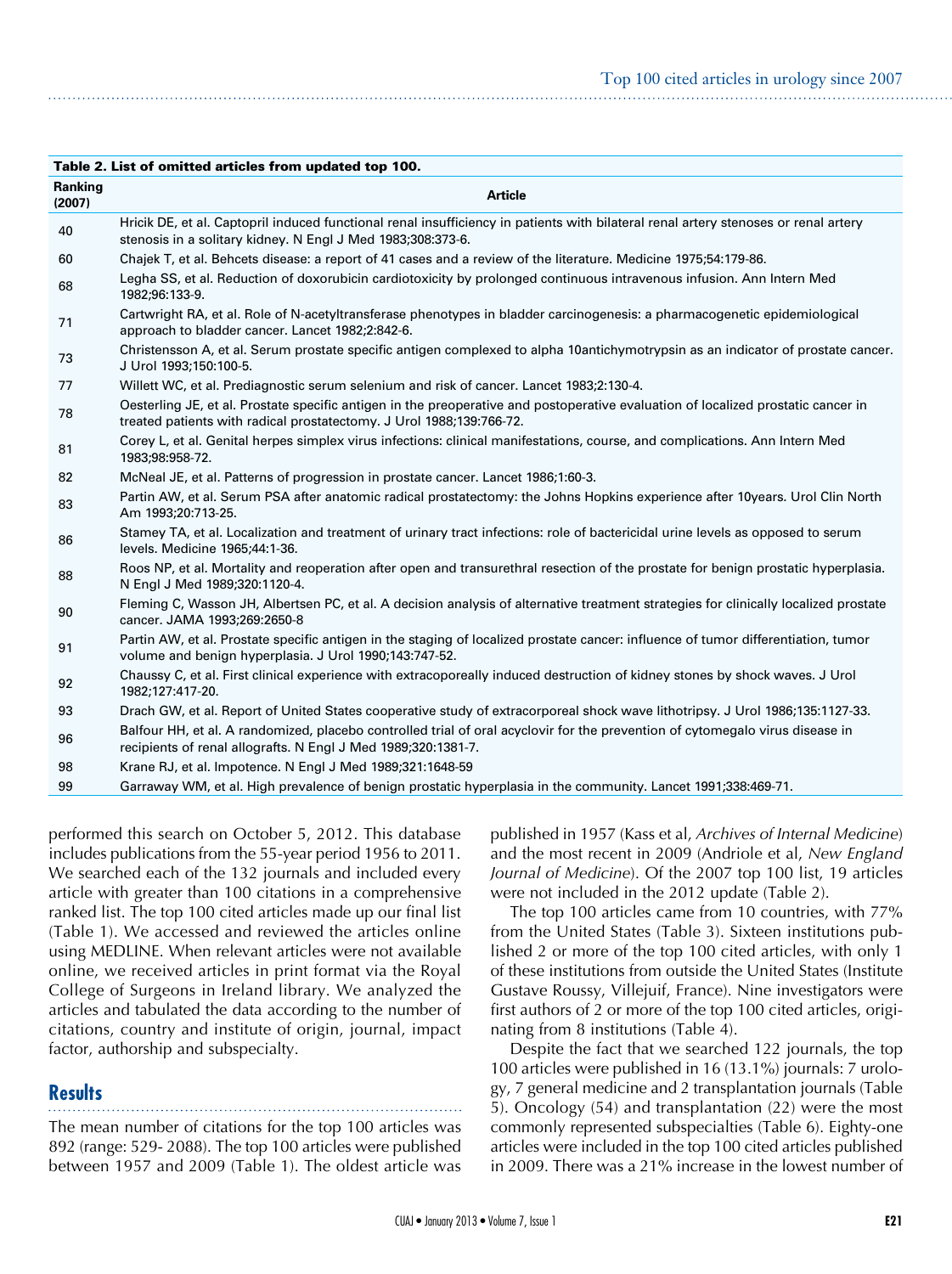**Table 2. List of omitted articles from updated top 100.**

| Ranking (2007) | Article |
|---|---|
| 40 | Hricik DE, et al. Captopril induced functional renal insufficiency in patients with bilateral renal artery stenoses or renal artery stenosis in a solitary kidney. N Engl J Med 1983;308:373-6. |
| 60 | Chajek T, et al. Behcets disease: a report of 41 cases and a review of the literature. Medicine 1975;54:179-86. |
| 68 | Legha SS, et al. Reduction of doxorubicin cardiotoxicity by prolonged continuous intravenous infusion. Ann Intern Med 1982;96:133-9. |
| 71 | Cartwright RA, et al. Role of N-acetyltransferase phenotypes in bladder carcinogenesis: a pharmacogenetic epidemiological approach to bladder cancer. Lancet 1982;2:842-6. |
| 73 | Christensson A, et al. Serum prostate specific antigen complexed to alpha 10antichymotrypsin as an indicator of prostate cancer. J Urol 1993;150:100-5. |
| 77 | Willett WC, et al. Prediagnostic serum selenium and risk of cancer. Lancet 1983;2:130-4. |
| 78 | Oesterling JE, et al. Prostate specific antigen in the preoperative and postoperative evaluation of localized prostatic cancer in treated patients with radical prostatectomy. J Urol 1988;139:766-72. |
| 81 | Corey L, et al. Genital herpes simplex virus infections: clinical manifestations, course, and complications. Ann Intern Med 1983;98:958-72. |
| 82 | McNeal JE, et al. Patterns of progression in prostate cancer. Lancet 1986;1:60-3. |
| 83 | Partin AW, et al. Serum PSA after anatomic radical prostatectomy: the Johns Hopkins experience after 10years. Urol Clin North Am 1993;20:713-25. |
| 86 | Stamey TA, et al. Localization and treatment of urinary tract infections: role of bactericidal urine levels as opposed to serum levels. Medicine 1965;44:1-36. |
| 88 | Roos NP, et al. Mortality and reoperation after open and transurethral resection of the prostate for benign prostatic hyperplasia. N Engl J Med 1989;320:1120-4. |
| 90 | Fleming C, Wasson JH, Albertsen PC, et al. A decision analysis of alternative treatment strategies for clinically localized prostate cancer. JAMA 1993;269:2650-8 |
| 91 | Partin AW, et al. Prostate specific antigen in the staging of localized prostate cancer: influence of tumor differentiation, tumor volume and benign hyperplasia. J Urol 1990;143:747-52. |
| 92 | Chaussy C, et al. First clinical experience with extracoporeally induced destruction of kidney stones by shock waves. J Urol 1982;127:417-20. |
| 93 | Drach GW, et al. Report of United States cooperative study of extracorporeal shock wave lithotripsy. J Urol 1986;135:1127-33. |
| 96 | Balfour HH, et al. A randomized, placebo controlled trial of oral acyclovir for the prevention of cytomegalo virus disease in recipients of renal allografts. N Engl J Med 1989;320:1381-7. |
| 98 | Krane RJ, et al. Impotence. N Engl J Med 1989;321:1648-59 |
| 99 | Garraway WM, et al. High prevalence of benign prostatic hyperplasia in the community. Lancet 1991;338:469-71. |

performed this search on October 5, 2012. This database includes publications from the 55-year period 1956 to 2011. We searched each of the 132 journals and included every article with greater than 100 citations in a comprehensive ranked list. The top 100 cited articles made up our final list (Table 1). We accessed and reviewed the articles online using MEDLINE. When relevant articles were not available online, we received articles in print format via the Royal College of Surgeons in Ireland library. We analyzed the articles and tabulated the data according to the number of citations, country and institute of origin, journal, impact factor, authorship and subspecialty.

## Results

The mean number of citations for the top 100 articles was 892 (range: 529- 2088). The top 100 articles were published between 1957 and 2009 (Table 1). The oldest article was published in 1957 (Kass et al, *Archives of Internal Medicine*) and the most recent in 2009 (Andriole et al, *New England Journal of Medicine*). Of the 2007 top 100 list, 19 articles were not included in the 2012 update (Table 2).

The top 100 articles came from 10 countries, with 77% from the United States (Table 3). Sixteen institutions published 2 or more of the top 100 cited articles, with only 1 of these institutions from outside the United States (Institute Gustave Roussy, Villejuif, France). Nine investigators were first authors of 2 or more of the top 100 cited articles, originating from 8 institutions (Table 4).

Despite the fact that we searched 122 journals, the top 100 articles were published in 16 (13.1%) journals: 7 urology, 7 general medicine and 2 transplantation journals (Table 5). Oncology (54) and transplantation (22) were the most commonly represented subspecialties (Table 6). Eighty-one articles were included in the top 100 cited articles published in 2009. There was a 21% increase in the lowest number of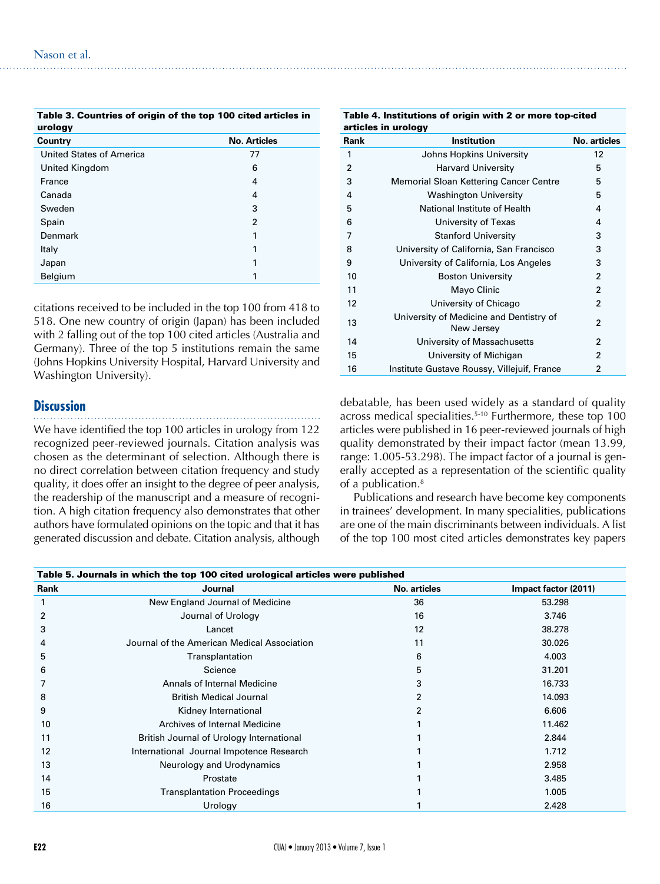**Table 3. Countries of origin of the top 100 cited articles in urology**

| Country | No. Articles |
|---|---|
| United States of America | 77 |
| United Kingdom | 6 |
| France | 4 |
| Canada | 4 |
| Sweden | 3 |
| Spain | 2 |
| Denmark | 1 |
| Italy | 1 |
| Japan | 1 |
| Belgium | 1 |

citations received to be included in the top 100 from 418 to 518. One new country of origin (Japan) has been included with 2 falling out of the top 100 cited articles (Australia and Germany). Three of the top 5 institutions remain the same (Johns Hopkins University Hospital, Harvard University and Washington University).

**Table 4. Institutions of origin with 2 or more top-cited articles in urology**

| Rank | Institution | No. articles |
|---|---|---|
| 1 | Johns Hopkins University | 12 |
| 2 | Harvard University | 5 |
| 3 | Memorial Sloan Kettering Cancer Centre | 5 |
| 4 | Washington University | 5 |
| 5 | National Institute of Health | 4 |
| 6 | University of Texas | 4 |
| 7 | Stanford University | 3 |
| 8 | University of California, San Francisco | 3 |
| 9 | University of California, Los Angeles | 3 |
| 10 | Boston University | 2 |
| 11 | Mayo Clinic | 2 |
| 12 | University of Chicago | 2 |
| 13 | University of Medicine and Dentistry of New Jersey | 2 |
| 14 | University of Massachusetts | 2 |
| 15 | University of Michigan | 2 |
| 16 | Institute Gustave Roussy, Villejuif, France | 2 |

## Discussion

We have identified the top 100 articles in urology from 122 recognized peer-reviewed journals. Citation analysis was chosen as the determinant of selection. Although there is no direct correlation between citation frequency and study quality, it does offer an insight to the degree of peer analysis, the readership of the manuscript and a measure of recognition. A high citation frequency also demonstrates that other authors have formulated opinions on the topic and that it has generated discussion and debate. Citation analysis, although debatable, has been used widely as a standard of quality across medical specialities.[5-10] Furthermore, these top 100 articles were published in 16 peer-reviewed journals of high quality demonstrated by their impact factor (mean 13.99, range: 1.005-53.298). The impact factor of a journal is generally accepted as a representation of the scientific quality of a publication.[8]

Publications and research have become key components in trainees' development. In many specialities, publications are one of the main discriminants between individuals. A list of the top 100 most cited articles demonstrates key papers

**Table 5. Journals in which the top 100 cited urological articles were published**

| Rank | Journal | No. articles | Impact factor (2011) |
|---|---|---|---|
| 1 | New England Journal of Medicine | 36 | 53.298 |
| 2 | Journal of Urology | 16 | 3.746 |
| 3 | Lancet | 12 | 38.278 |
| 4 | Journal of the American Medical Association | 11 | 30.026 |
| 5 | Transplantation | 6 | 4.003 |
| 6 | Science | 5 | 31.201 |
| 7 | Annals of Internal Medicine | 3 | 16.733 |
| 8 | British Medical Journal | 2 | 14.093 |
| 9 | Kidney International | 2 | 6.606 |
| 10 | Archives of Internal Medicine | 1 | 11.462 |
| 11 | British Journal of Urology International | 1 | 2.844 |
| 12 | International Journal Impotence Research | 1 | 1.712 |
| 13 | Neurology and Urodynamics | 1 | 2.958 |
| 14 | Prostate | 1 | 3.485 |
| 15 | Transplantation Proceedings | 1 | 1.005 |
| 16 | Urology | 1 | 2.428 |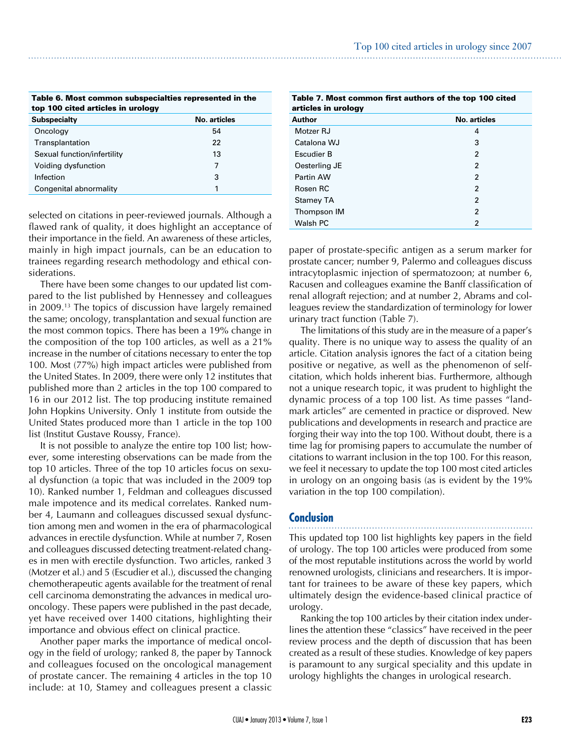**Table 6. Most common subspecialties represented in the top 100 cited articles in urology**

| Subspecialty | No. articles |
|---|---|
| Oncology | 54 |
| Transplantation | 22 |
| Sexual function/infertility | 13 |
| Voiding dysfunction | 7 |
| Infection | 3 |
| Congenital abnormality | 1 |

selected on citations in peer-reviewed journals. Although a flawed rank of quality, it does highlight an acceptance of their importance in the field. An awareness of these articles, mainly in high impact journals, can be an education to trainees regarding research methodology and ethical considerations.

There have been some changes to our updated list compared to the list published by Hennessey and colleagues in 2009.[13] The topics of discussion have largely remained the same; oncology, transplantation and sexual function are the most common topics. There has been a 19% change in the composition of the top 100 articles, as well as a 21% increase in the number of citations necessary to enter the top 100. Most (77%) high impact articles were published from the United States. In 2009, there were only 12 institutes that published more than 2 articles in the top 100 compared to 16 in our 2012 list. The top producing institute remained John Hopkins University. Only 1 institute from outside the United States produced more than 1 article in the top 100 list (Institut Gustave Roussy, France).

It is not possible to analyze the entire top 100 list; however, some interesting observations can be made from the top 10 articles. Three of the top 10 articles focus on sexual dysfunction (a topic that was included in the 2009 top 10). Ranked number 1, Feldman and colleagues discussed male impotence and its medical correlates. Ranked number 4, Laumann and colleagues discussed sexual dysfunction among men and women in the era of pharmacological advances in erectile dysfunction. While at number 7, Rosen and colleagues discussed detecting treatment-related changes in men with erectile dysfunction. Two articles, ranked 3 (Motzer et al.) and 5 (Escudier et al.), discussed the changing chemotherapeutic agents available for the treatment of renal cell carcinoma demonstrating the advances in medical uro-oncology. These papers were published in the past decade, yet have received over 1400 citations, highlighting their importance and obvious effect on clinical practice.

Another paper marks the importance of medical oncology in the field of urology; ranked 8, the paper by Tannock and colleagues focused on the oncological management of prostate cancer. The remaining 4 articles in the top 10 include: at 10, Stamey and colleagues present a classic paper of prostate-specific antigen as a serum marker for prostate cancer; number 9, Palermo and colleagues discuss intracytoplasmic injection of spermatozoon; at number 6, Racusen and colleagues examine the Banff classification of renal allograft rejection; and at number 2, Abrams and colleagues review the standardization of terminology for lower urinary tract function (Table 7).

**Table 7. Most common first authors of the top 100 cited articles in urology**

| Author | No. articles |
|---|---|
| Motzer RJ | 4 |
| Catalona WJ | 3 |
| Escudier B | 2 |
| Oesterling JE | 2 |
| Partin AW | 2 |
| Rosen RC | 2 |
| Stamey TA | 2 |
| Thompson IM | 2 |
| Walsh PC | 2 |

The limitations of this study are in the measure of a paper's quality. There is no unique way to assess the quality of an article. Citation analysis ignores the fact of a citation being positive or negative, as well as the phenomenon of self-citation, which holds inherent bias. Furthermore, although not a unique research topic, it was prudent to highlight the dynamic process of a top 100 list. As time passes "landmark articles" are cemented in practice or disproved. New publications and developments in research and practice are forging their way into the top 100. Without doubt, there is a time lag for promising papers to accumulate the number of citations to warrant inclusion in the top 100. For this reason, we feel it necessary to update the top 100 most cited articles in urology on an ongoing basis (as is evident by the 19% variation in the top 100 compilation).

## Conclusion

This updated top 100 list highlights key papers in the field of urology. The top 100 articles were produced from some of the most reputable institutions across the world by world renowned urologists, clinicians and researchers. It is important for trainees to be aware of these key papers, which ultimately design the evidence-based clinical practice of urology.

Ranking the top 100 articles by their citation index underlines the attention these "classics" have received in the peer review process and the depth of discussion that has been created as a result of these studies. Knowledge of key papers is paramount to any surgical speciality and this update in urology highlights the changes in urological research.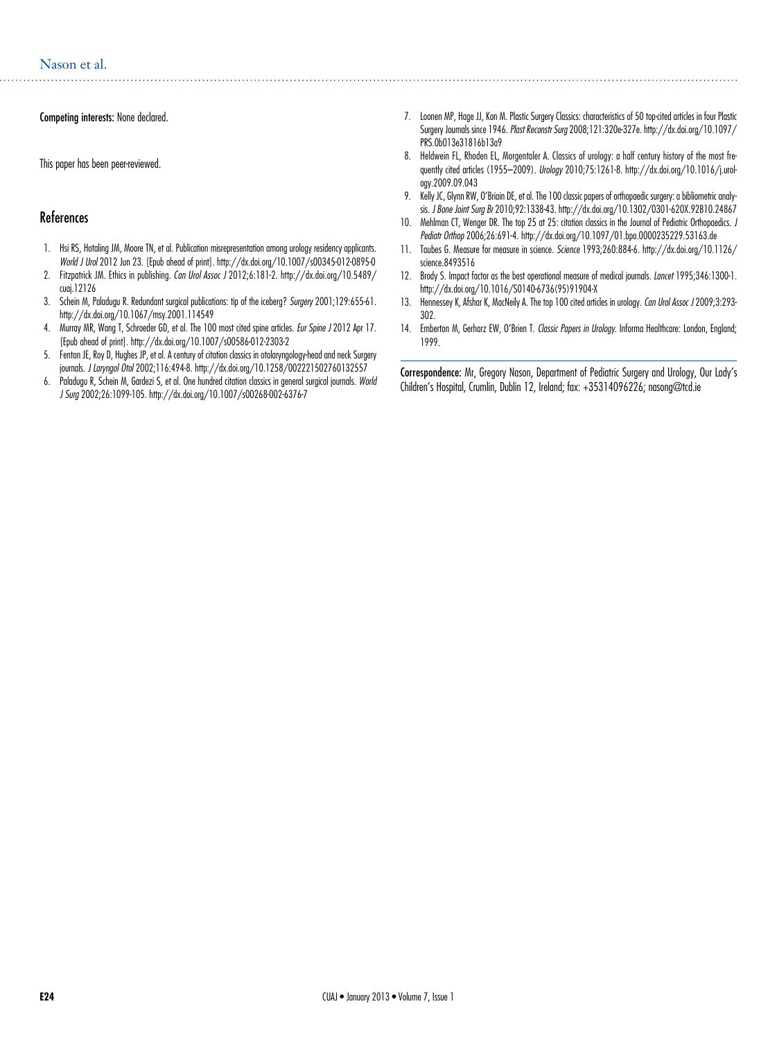**Competing interests:** None declared.

This paper has been peer-reviewed.

## References

1. Hsi RS, Hotaling JM, Moore TN, et al. Publication misrepresentation among urology residency applicants. *World J Urol* 2012 Jun 23. [Epub ahead of print]. http://dx.doi.org/10.1007/s00345-012-0895-0
2. Fitzpatrick JM. Ethics in publishing. *Can Urol Assoc J* 2012;6:181-2. http://dx.doi.org/10.5489/cuaj.12126
3. Schein M, Paladugu R. Redundant surgical publications: tip of the iceberg? *Surgery* 2001;129:655-61. http://dx.doi.org/10.1067/msy.2001.114549
4. Murray MR, Wang T, Schroeder GD, et al. The 100 most cited spine articles. *Eur Spine J* 2012 Apr 17. [Epub ahead of print]. http://dx.doi.org/10.1007/s00586-012-2303-2
5. Fenton JE, Roy D, Hughes JP, et al. A century of citation classics in otolaryngology-head and neck Surgery journals. *J Laryngol Otol* 2002;116:494-8. http://dx.doi.org/10.1258/002221502760132557
6. Paladugu R, Schein M, Gardezi S, et al. One hundred citation classics in general surgical journals. *World J Surg* 2002;26:1099-105. http://dx.doi.org/10.1007/s00268-002-6376-7
7. Loonen MP, Hage JJ, Kon M. Plastic Surgery Classics: characteristics of 50 top-cited articles in four Plastic Surgery Journals since 1946. *Plast Reconstr Surg* 2008;121:320e-327e. http://dx.doi.org/10.1097/PRS.0b013e31816b13a9
8. Heldwein FL, Rhoden EL, Morgentaler A. Classics of urology: a half century history of the most frequently cited articles (1955–2009). *Urology* 2010;75:1261-8. http://dx.doi.org/10.1016/j.urology.2009.09.043
9. Kelly JC, Glynn RW, O'Briain DE, et al. The 100 classic papers of orthopaedic surgery: a bibliometric analysis. *J Bone Joint Surg Br* 2010;92:1338-43. http://dx.doi.org/10.1302/0301-620X.92B10.24867
10. Mehlman CT, Wenger DR. The top 25 at 25: citation classics in the Journal of Pediatric Orthopaedics. *J Pediatr Orthop* 2006;26:691-4. http://dx.doi.org/10.1097/01.bpo.0000235229.53163.de
11. Taubes G. Measure for measure in science. *Science* 1993;260:884-6. http://dx.doi.org/10.1126/science.8493516
12. Brody S. Impact factor as the best operational measure of medical journals. *Lancet* 1995;346:1300-1. http://dx.doi.org/10.1016/S0140-6736(95)91904-X
13. Hennessey K, Afshar K, MacNeily A. The top 100 cited articles in urology. *Can Urol Assoc J* 2009;3:293-302.
14. Emberton M, Gerharz EW, O'Brien T. *Classic Papers in Urology*. Informa Healthcare: London, England; 1999.

**Correspondence:** Mr, Gregory Nason, Department of Pediatric Surgery and Urology, Our Lady's Children's Hospital, Crumlin, Dublin 12, Ireland; fax: +35314096226; nasong@tcd.ie